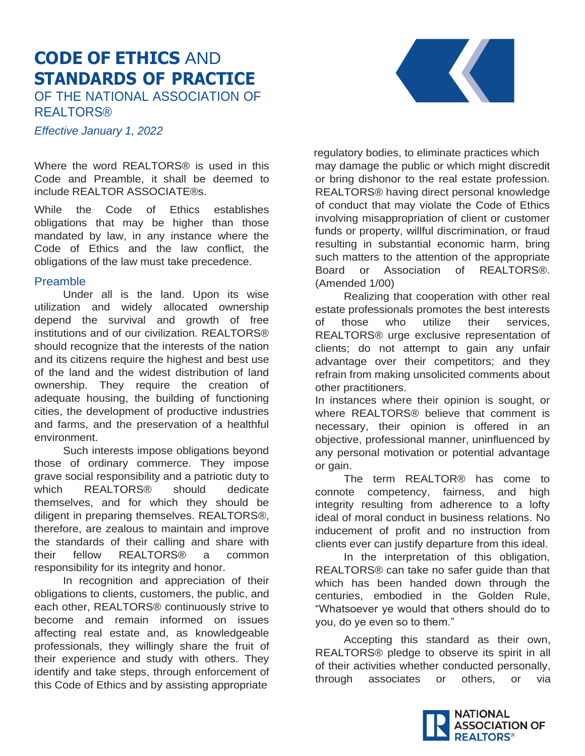# **CODE OF ETHICS** AND **STANDARDS OF PRACTICE**

## OF THE NATIONAL ASSOCIATION OF REALTORS®

*Effective January 1, 2022*

Where the word REALTORS® is used in this Code and Preamble, it shall be deemed to include REALTOR ASSOCIATE®s.

While the Code of Ethics establishes obligations that may be higher than those mandated by law, in any instance where the Code of Ethics and the law conflict, the obligations of the law must take precedence.

## Preamble

Under all is the land. Upon its wise utilization and widely allocated ownership depend the survival and growth of free institutions and of our civilization. REALTORS® should recognize that the interests of the nation and its citizens require the highest and best use of the land and the widest distribution of land ownership. They require the creation of adequate housing, the building of functioning cities, the development of productive industries and farms, and the preservation of a healthful environment.

Such interests impose obligations beyond those of ordinary commerce. They impose grave social responsibility and a patriotic duty to which REALTORS® should dedicate themselves, and for which they should be diligent in preparing themselves. REALTORS®, therefore, are zealous to maintain and improve the standards of their calling and share with their fellow REALTORS® a common responsibility for its integrity and honor.

In recognition and appreciation of their obligations to clients, customers, the public, and each other, REALTORS® continuously strive to become and remain informed on issues affecting real estate and, as knowledgeable professionals, they willingly share the fruit of their experience and study with others. They identify and take steps, through enforcement of this Code of Ethics and by assisting appropriate regulatory bodies, to eliminate practices which may damage the public or which might discredit or bring dishonor to the real estate profession. REALTORS® having direct personal knowledge of conduct that may violate the Code of Ethics involving misappropriation of client or customer funds or property, willful discrimination, or fraud resulting in substantial economic harm, bring such matters to the attention of the appropriate Board or Association of REALTORS®. (Amended 1/00)

Realizing that cooperation with other real estate professionals promotes the best interests of those who utilize their services, REALTORS® urge exclusive representation of clients; do not attempt to gain any unfair advantage over their competitors; and they refrain from making unsolicited comments about other practitioners.

In instances where their opinion is sought, or where REALTORS® believe that comment is necessary, their opinion is offered in an objective, professional manner, uninfluenced by any personal motivation or potential advantage or gain.

The term REALTOR® has come to connote competency, fairness, and high integrity resulting from adherence to a lofty ideal of moral conduct in business relations. No inducement of profit and no instruction from clients ever can justify departure from this ideal.

In the interpretation of this obligation, REALTORS® can take no safer guide than that which has been handed down through the centuries, embodied in the Golden Rule, “Whatsoever ye would that others should do to you, do ye even so to them.”

Accepting this standard as their own, REALTORS® pledge to observe its spirit in all of their activities whether conducted personally, through associates or others, or via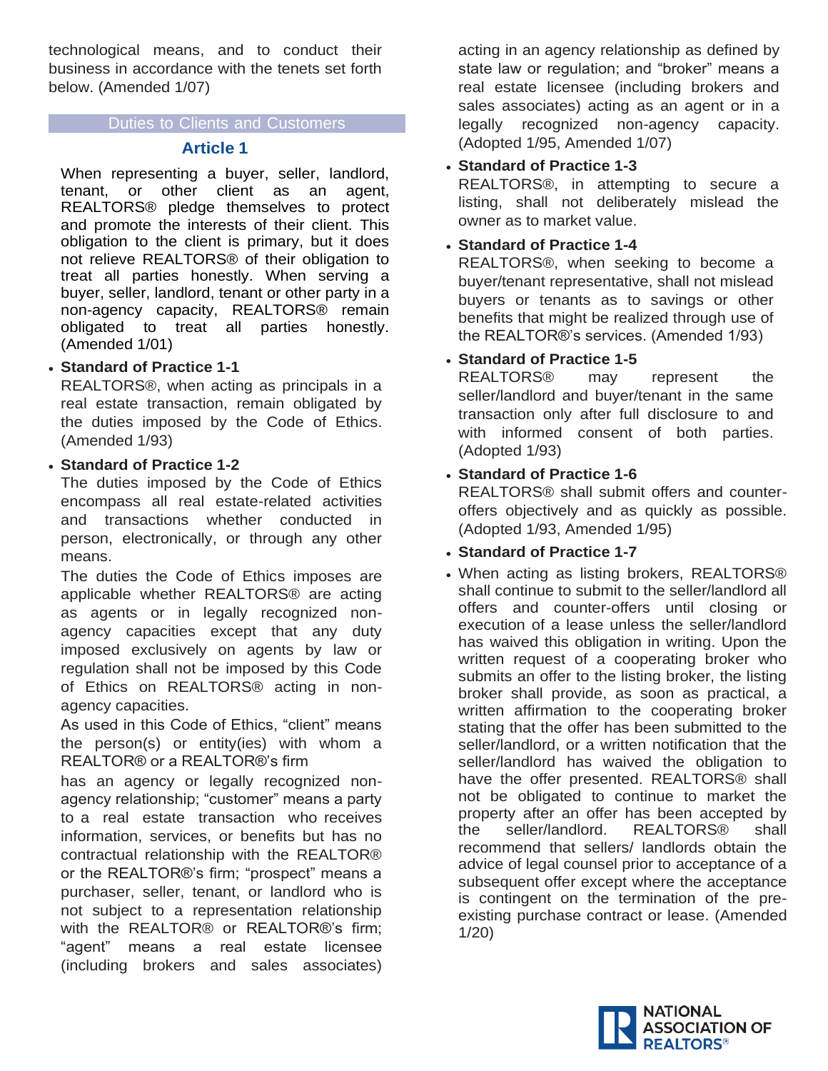technological means, and to conduct their business in accordance with the tenets set forth below. (Amended 1/07)

## Duties to Clients and Customers

### Article 1

When representing a buyer, seller, landlord, tenant, or other client as an agent, REALTORS® pledge themselves to protect and promote the interests of their client. This obligation to the client is primary, but it does not relieve REALTORS® of their obligation to treat all parties honestly. When serving a buyer, seller, landlord, tenant or other party in a non-agency capacity, REALTORS® remain obligated to treat all parties honestly. (Amended 1/01)

- **Standard of Practice 1-1**
  REALTORS®, when acting as principals in a real estate transaction, remain obligated by the duties imposed by the Code of Ethics. (Amended 1/93)

- **Standard of Practice 1-2**
  The duties imposed by the Code of Ethics encompass all real estate-related activities and transactions whether conducted in person, electronically, or through any other means.

  The duties the Code of Ethics imposes are applicable whether REALTORS® are acting as agents or in legally recognized non-agency capacities except that any duty imposed exclusively on agents by law or regulation shall not be imposed by this Code of Ethics on REALTORS® acting in non-agency capacities.

  As used in this Code of Ethics, "client" means the person(s) or entity(ies) with whom a REALTOR® or a REALTOR®'s firm has an agency or legally recognized non-agency relationship; "customer" means a party to a real estate transaction who receives information, services, or benefits but has no contractual relationship with the REALTOR® or the REALTOR®'s firm; "prospect" means a purchaser, seller, tenant, or landlord who is not subject to a representation relationship with the REALTOR® or REALTOR®'s firm; "agent" means a real estate licensee (including brokers and sales associates) acting in an agency relationship as defined by state law or regulation; and "broker" means a real estate licensee (including brokers and sales associates) acting as an agent or in a legally recognized non-agency capacity. (Adopted 1/95, Amended 1/07)

- **Standard of Practice 1-3**
  REALTORS®, in attempting to secure a listing, shall not deliberately mislead the owner as to market value.

- **Standard of Practice 1-4**
  REALTORS®, when seeking to become a buyer/tenant representative, shall not mislead buyers or tenants as to savings or other benefits that might be realized through use of the REALTOR®'s services. (Amended 1/93)

- **Standard of Practice 1-5**
  REALTORS® may represent the seller/landlord and buyer/tenant in the same transaction only after full disclosure to and with informed consent of both parties. (Adopted 1/93)

- **Standard of Practice 1-6**
  REALTORS® shall submit offers and counter-offers objectively and as quickly as possible. (Adopted 1/93, Amended 1/95)

- **Standard of Practice 1-7**

- When acting as listing brokers, REALTORS® shall continue to submit to the seller/landlord all offers and counter-offers until closing or execution of a lease unless the seller/landlord has waived this obligation in writing. Upon the written request of a cooperating broker who submits an offer to the listing broker, the listing broker shall provide, as soon as practical, a written affirmation to the cooperating broker stating that the offer has been submitted to the seller/landlord, or a written notification that the seller/landlord has waived the obligation to have the offer presented. REALTORS® shall not be obligated to continue to market the property after an offer has been accepted by the seller/landlord. REALTORS® shall recommend that sellers/ landlords obtain the advice of legal counsel prior to acceptance of a subsequent offer except where the acceptance is contingent on the termination of the pre-existing purchase contract or lease. (Amended 1/20)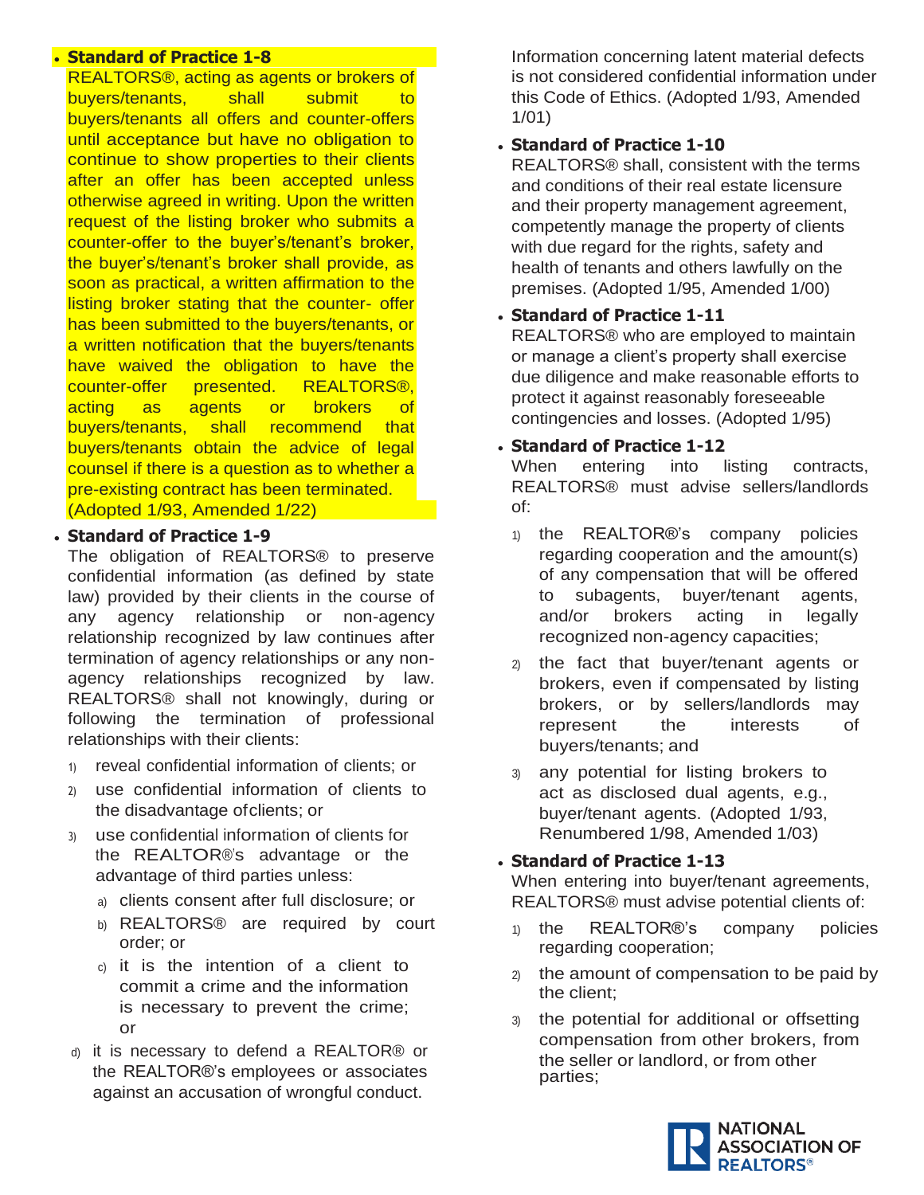- **Standard of Practice 1-8**
  REALTORS®, acting as agents or brokers of buyers/tenants, shall submit to buyers/tenants all offers and counter-offers until acceptance but have no obligation to continue to show properties to their clients after an offer has been accepted unless otherwise agreed in writing. Upon the written request of the listing broker who submits a counter-offer to the buyer's/tenant's broker, the buyer's/tenant's broker shall provide, as soon as practical, a written affirmation to the listing broker stating that the counter- offer has been submitted to the buyers/tenants, or a written notification that the buyers/tenants have waived the obligation to have the counter-offer presented. REALTORS®, acting as agents or brokers of buyers/tenants, shall recommend that buyers/tenants obtain the advice of legal counsel if there is a question as to whether a pre-existing contract has been terminated. (Adopted 1/93, Amended 1/22)

- **Standard of Practice 1-9**
  The obligation of REALTORS® to preserve confidential information (as defined by state law) provided by their clients in the course of any agency relationship or non-agency relationship recognized by law continues after termination of agency relationships or any non-agency relationships recognized by law. REALTORS® shall not knowingly, during or following the termination of professional relationships with their clients:

  1) reveal confidential information of clients; or
  2) use confidential information of clients to the disadvantage of clients; or
  3) use confidential information of clients for the REALTOR®'s advantage or the advantage of third parties unless:
     a) clients consent after full disclosure; or
     b) REALTORS® are required by court order; or
     c) it is the intention of a client to commit a crime and the information is necessary to prevent the crime; or
  d) it is necessary to defend a REALTOR® or the REALTOR®'s employees or associates against an accusation of wrongful conduct.

  Information concerning latent material defects is not considered confidential information under this Code of Ethics. (Adopted 1/93, Amended 1/01)

- **Standard of Practice 1-10**
  REALTORS® shall, consistent with the terms and conditions of their real estate licensure and their property management agreement, competently manage the property of clients with due regard for the rights, safety and health of tenants and others lawfully on the premises. (Adopted 1/95, Amended 1/00)

- **Standard of Practice 1-11**
  REALTORS® who are employed to maintain or manage a client's property shall exercise due diligence and make reasonable efforts to protect it against reasonably foreseeable contingencies and losses. (Adopted 1/95)

- **Standard of Practice 1-12**
  When entering into listing contracts, REALTORS® must advise sellers/landlords of:

  1) the REALTOR®'s company policies regarding cooperation and the amount(s) of any compensation that will be offered to subagents, buyer/tenant agents, and/or brokers acting in legally recognized non-agency capacities;
  2) the fact that buyer/tenant agents or brokers, even if compensated by listing brokers, or by sellers/landlords may represent the interests of buyers/tenants; and
  3) any potential for listing brokers to act as disclosed dual agents, e.g., buyer/tenant agents. (Adopted 1/93, Renumbered 1/98, Amended 1/03)

- **Standard of Practice 1-13**
  When entering into buyer/tenant agreements, REALTORS® must advise potential clients of:

  1) the REALTOR®'s company policies regarding cooperation;
  2) the amount of compensation to be paid by the client;
  3) the potential for additional or offsetting compensation from other brokers, from the seller or landlord, or from other parties;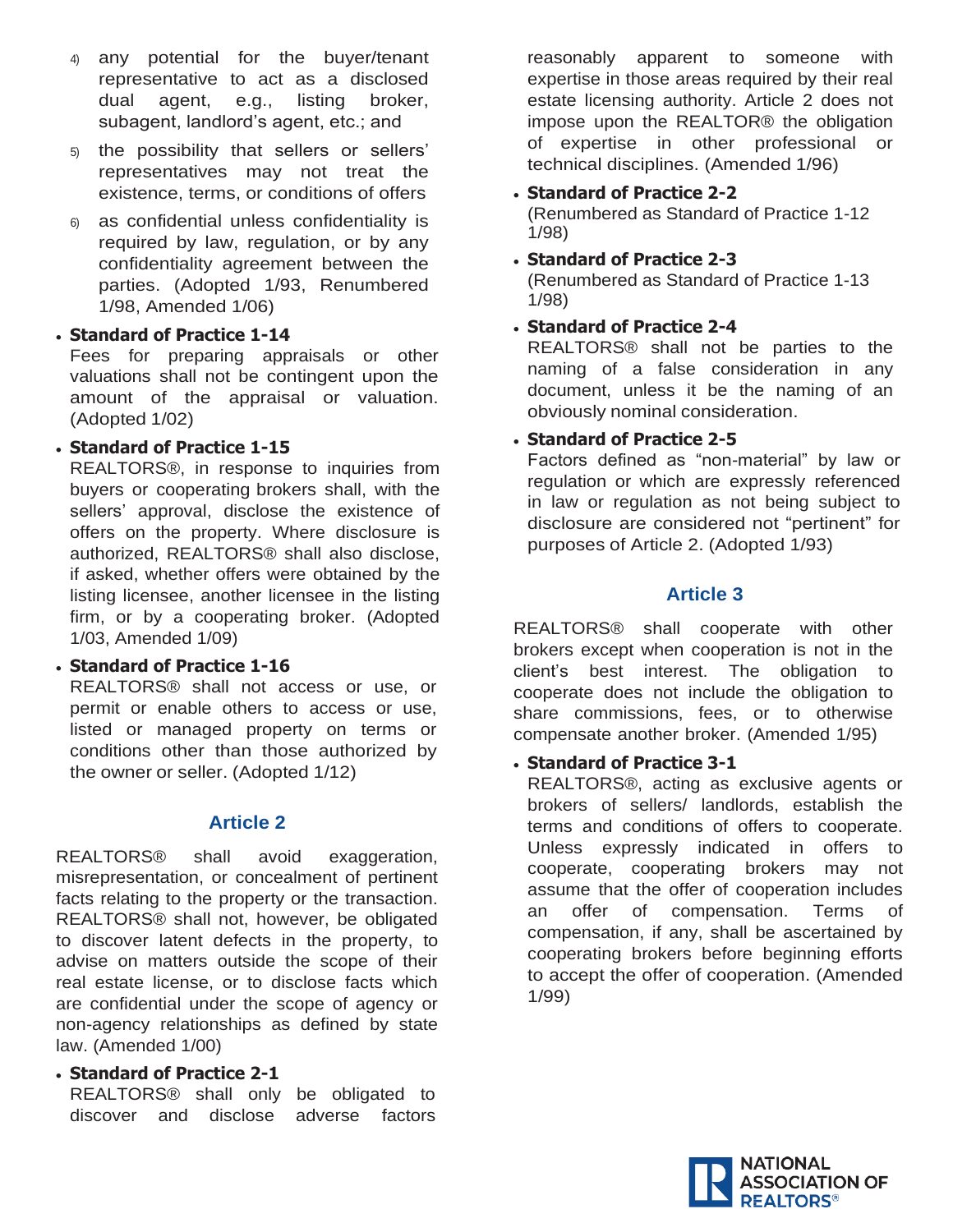4) any potential for the buyer/tenant representative to act as a disclosed dual agent, e.g., listing broker, subagent, landlord's agent, etc.; and

5) the possibility that sellers or sellers' representatives may not treat the existence, terms, or conditions of offers

6) as confidential unless confidentiality is required by law, regulation, or by any confidentiality agreement between the parties. (Adopted 1/93, Renumbered 1/98, Amended 1/06)

- **Standard of Practice 1-14**
  Fees for preparing appraisals or other valuations shall not be contingent upon the amount of the appraisal or valuation. (Adopted 1/02)

- **Standard of Practice 1-15**
  REALTORS®, in response to inquiries from buyers or cooperating brokers shall, with the sellers' approval, disclose the existence of offers on the property. Where disclosure is authorized, REALTORS® shall also disclose, if asked, whether offers were obtained by the listing licensee, another licensee in the listing firm, or by a cooperating broker. (Adopted 1/03, Amended 1/09)

- **Standard of Practice 1-16**
  REALTORS® shall not access or use, or permit or enable others to access or use, listed or managed property on terms or conditions other than those authorized by the owner or seller. (Adopted 1/12)

## Article 2

REALTORS® shall avoid exaggeration, misrepresentation, or concealment of pertinent facts relating to the property or the transaction. REALTORS® shall not, however, be obligated to discover latent defects in the property, to advise on matters outside the scope of their real estate license, or to disclose facts which are confidential under the scope of agency or non-agency relationships as defined by state law. (Amended 1/00)

- **Standard of Practice 2-1**
  REALTORS® shall only be obligated to discover and disclose adverse factors reasonably apparent to someone with expertise in those areas required by their real estate licensing authority. Article 2 does not impose upon the REALTOR® the obligation of expertise in other professional or technical disciplines. (Amended 1/96)

- **Standard of Practice 2-2**
  (Renumbered as Standard of Practice 1-12 1/98)

- **Standard of Practice 2-3**
  (Renumbered as Standard of Practice 1-13 1/98)

- **Standard of Practice 2-4**
  REALTORS® shall not be parties to the naming of a false consideration in any document, unless it be the naming of an obviously nominal consideration.

- **Standard of Practice 2-5**
  Factors defined as "non-material" by law or regulation or which are expressly referenced in law or regulation as not being subject to disclosure are considered not "pertinent" for purposes of Article 2. (Adopted 1/93)

## Article 3

REALTORS® shall cooperate with other brokers except when cooperation is not in the client's best interest. The obligation to cooperate does not include the obligation to share commissions, fees, or to otherwise compensate another broker. (Amended 1/95)

- **Standard of Practice 3-1**
  REALTORS®, acting as exclusive agents or brokers of sellers/ landlords, establish the terms and conditions of offers to cooperate. Unless expressly indicated in offers to cooperate, cooperating brokers may not assume that the offer of cooperation includes an offer of compensation. Terms of compensation, if any, shall be ascertained by cooperating brokers before beginning efforts to accept the offer of cooperation. (Amended 1/99)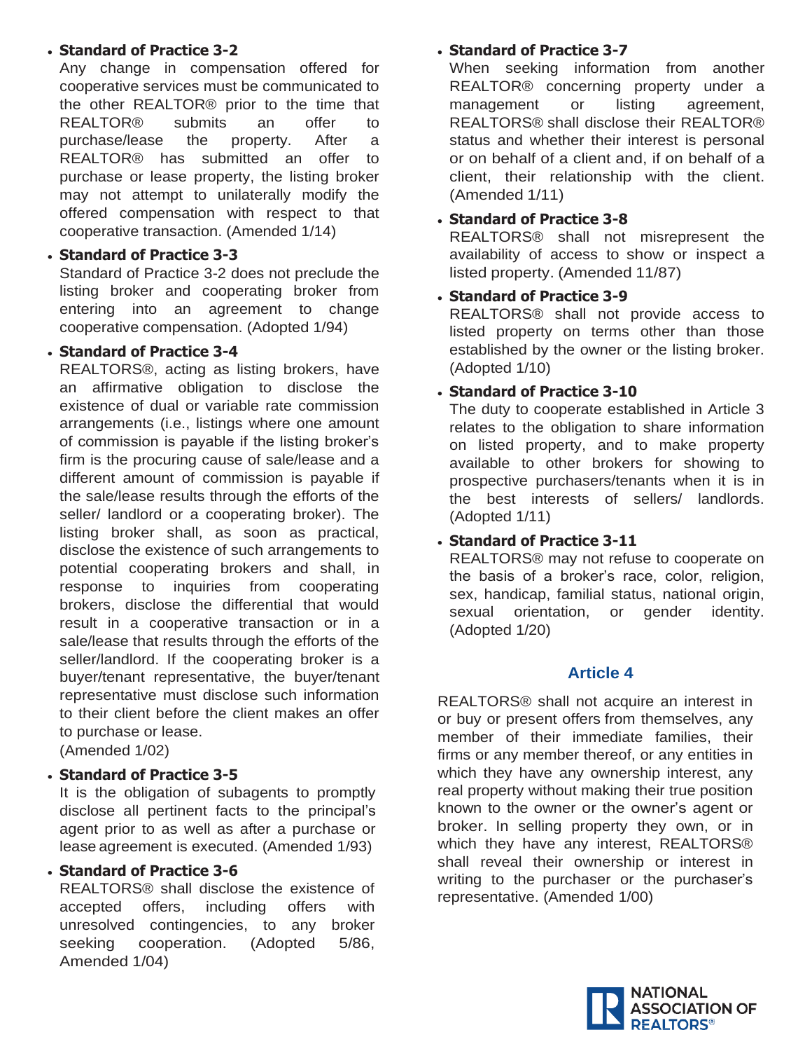- **Standard of Practice 3-2**
  Any change in compensation offered for cooperative services must be communicated to the other REALTOR® prior to the time that REALTOR® submits an offer to purchase/lease the property. After a REALTOR® has submitted an offer to purchase or lease property, the listing broker may not attempt to unilaterally modify the offered compensation with respect to that cooperative transaction. (Amended 1/14)

- **Standard of Practice 3-3**
  Standard of Practice 3-2 does not preclude the listing broker and cooperating broker from entering into an agreement to change cooperative compensation. (Adopted 1/94)

- **Standard of Practice 3-4**
  REALTORS®, acting as listing brokers, have an affirmative obligation to disclose the existence of dual or variable rate commission arrangements (i.e., listings where one amount of commission is payable if the listing broker's firm is the procuring cause of sale/lease and a different amount of commission is payable if the sale/lease results through the efforts of the seller/ landlord or a cooperating broker). The listing broker shall, as soon as practical, disclose the existence of such arrangements to potential cooperating brokers and shall, in response to inquiries from cooperating brokers, disclose the differential that would result in a cooperative transaction or in a sale/lease that results through the efforts of the seller/landlord. If the cooperating broker is a buyer/tenant representative, the buyer/tenant representative must disclose such information to their client before the client makes an offer to purchase or lease.
  (Amended 1/02)

- **Standard of Practice 3-5**
  It is the obligation of subagents to promptly disclose all pertinent facts to the principal's agent prior to as well as after a purchase or lease agreement is executed. (Amended 1/93)

- **Standard of Practice 3-6**
  REALTORS® shall disclose the existence of accepted offers, including offers with unresolved contingencies, to any broker seeking cooperation. (Adopted 5/86, Amended 1/04)

- **Standard of Practice 3-7**
  When seeking information from another REALTOR® concerning property under a management or listing agreement, REALTORS® shall disclose their REALTOR® status and whether their interest is personal or on behalf of a client and, if on behalf of a client, their relationship with the client. (Amended 1/11)

- **Standard of Practice 3-8**
  REALTORS® shall not misrepresent the availability of access to show or inspect a listed property. (Amended 11/87)

- **Standard of Practice 3-9**
  REALTORS® shall not provide access to listed property on terms other than those established by the owner or the listing broker. (Adopted 1/10)

- **Standard of Practice 3-10**
  The duty to cooperate established in Article 3 relates to the obligation to share information on listed property, and to make property available to other brokers for showing to prospective purchasers/tenants when it is in the best interests of sellers/ landlords. (Adopted 1/11)

- **Standard of Practice 3-11**
  REALTORS® may not refuse to cooperate on the basis of a broker's race, color, religion, sex, handicap, familial status, national origin, sexual orientation, or gender identity. (Adopted 1/20)

## Article 4

REALTORS® shall not acquire an interest in or buy or present offers from themselves, any member of their immediate families, their firms or any member thereof, or any entities in which they have any ownership interest, any real property without making their true position known to the owner or the owner's agent or broker. In selling property they own, or in which they have any interest, REALTORS® shall reveal their ownership or interest in writing to the purchaser or the purchaser's representative. (Amended 1/00)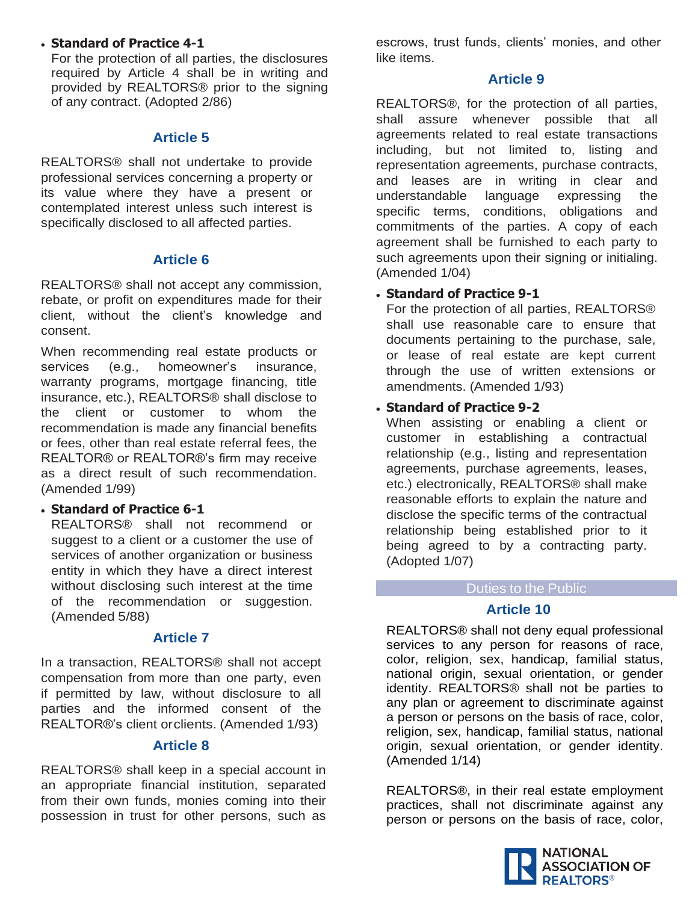- **Standard of Practice 4-1**
  For the protection of all parties, the disclosures required by Article 4 shall be in writing and provided by REALTORS® prior to the signing of any contract. (Adopted 2/86)

## Article 5

REALTORS® shall not undertake to provide professional services concerning a property or its value where they have a present or contemplated interest unless such interest is specifically disclosed to all affected parties.

## Article 6

REALTORS® shall not accept any commission, rebate, or profit on expenditures made for their client, without the client's knowledge and consent.

When recommending real estate products or services (e.g., homeowner's insurance, warranty programs, mortgage financing, title insurance, etc.), REALTORS® shall disclose to the client or customer to whom the recommendation is made any financial benefits or fees, other than real estate referral fees, the REALTOR® or REALTOR®'s firm may receive as a direct result of such recommendation. (Amended 1/99)

- **Standard of Practice 6-1**
  REALTORS® shall not recommend or suggest to a client or a customer the use of services of another organization or business entity in which they have a direct interest without disclosing such interest at the time of the recommendation or suggestion. (Amended 5/88)

## Article 7

In a transaction, REALTORS® shall not accept compensation from more than one party, even if permitted by law, without disclosure to all parties and the informed consent of the REALTOR®'s client orclients. (Amended 1/93)

## Article 8

REALTORS® shall keep in a special account in an appropriate financial institution, separated from their own funds, monies coming into their possession in trust for other persons, such as escrows, trust funds, clients' monies, and other like items.

## Article 9

REALTORS®, for the protection of all parties, shall assure whenever possible that all agreements related to real estate transactions including, but not limited to, listing and representation agreements, purchase contracts, and leases are in writing in clear and understandable language expressing the specific terms, conditions, obligations and commitments of the parties. A copy of each agreement shall be furnished to each party to such agreements upon their signing or initialing. (Amended 1/04)

- **Standard of Practice 9-1**
  For the protection of all parties, REALTORS® shall use reasonable care to ensure that documents pertaining to the purchase, sale, or lease of real estate are kept current through the use of written extensions or amendments. (Amended 1/93)
- **Standard of Practice 9-2**
  When assisting or enabling a client or customer in establishing a contractual relationship (e.g., listing and representation agreements, purchase agreements, leases, etc.) electronically, REALTORS® shall make reasonable efforts to explain the nature and disclose the specific terms of the contractual relationship being established prior to it being agreed to by a contracting party. (Adopted 1/07)

# Duties to the Public

## Article 10

REALTORS® shall not deny equal professional services to any person for reasons of race, color, religion, sex, handicap, familial status, national origin, sexual orientation, or gender identity. REALTORS® shall not be parties to any plan or agreement to discriminate against a person or persons on the basis of race, color, religion, sex, handicap, familial status, national origin, sexual orientation, or gender identity. (Amended 1/14)

REALTORS®, in their real estate employment practices, shall not discriminate against any person or persons on the basis of race, color,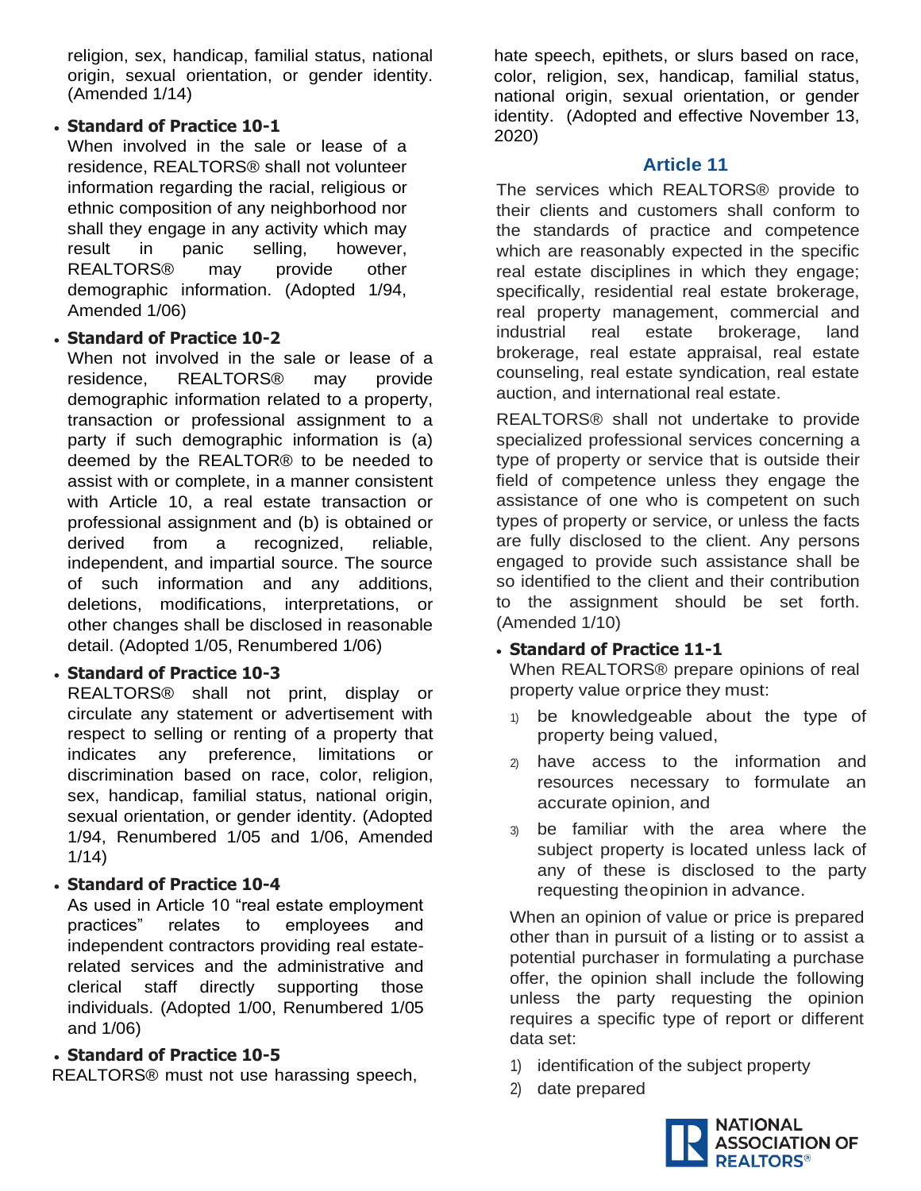religion, sex, handicap, familial status, national origin, sexual orientation, or gender identity. (Amended 1/14)

- **Standard of Practice 10-1**
  When involved in the sale or lease of a residence, REALTORS® shall not volunteer information regarding the racial, religious or ethnic composition of any neighborhood nor shall they engage in any activity which may result in panic selling, however, REALTORS® may provide other demographic information. (Adopted 1/94, Amended 1/06)

- **Standard of Practice 10-2**
  When not involved in the sale or lease of a residence, REALTORS® may provide demographic information related to a property, transaction or professional assignment to a party if such demographic information is (a) deemed by the REALTOR® to be needed to assist with or complete, in a manner consistent with Article 10, a real estate transaction or professional assignment and (b) is obtained or derived from a recognized, reliable, independent, and impartial source. The source of such information and any additions, deletions, modifications, interpretations, or other changes shall be disclosed in reasonable detail. (Adopted 1/05, Renumbered 1/06)

- **Standard of Practice 10-3**
  REALTORS® shall not print, display or circulate any statement or advertisement with respect to selling or renting of a property that indicates any preference, limitations or discrimination based on race, color, religion, sex, handicap, familial status, national origin, sexual orientation, or gender identity. (Adopted 1/94, Renumbered 1/05 and 1/06, Amended 1/14)

- **Standard of Practice 10-4**
  As used in Article 10 "real estate employment practices" relates to employees and independent contractors providing real estate-related services and the administrative and clerical staff directly supporting those individuals. (Adopted 1/00, Renumbered 1/05 and 1/06)

- **Standard of Practice 10-5**
  REALTORS® must not use harassing speech, hate speech, epithets, or slurs based on race, color, religion, sex, handicap, familial status, national origin, sexual orientation, or gender identity. (Adopted and effective November 13, 2020)

## Article 11

The services which REALTORS® provide to their clients and customers shall conform to the standards of practice and competence which are reasonably expected in the specific real estate disciplines in which they engage; specifically, residential real estate brokerage, real property management, commercial and industrial real estate brokerage, land brokerage, real estate appraisal, real estate counseling, real estate syndication, real estate auction, and international real estate.

REALTORS® shall not undertake to provide specialized professional services concerning a type of property or service that is outside their field of competence unless they engage the assistance of one who is competent on such types of property or service, or unless the facts are fully disclosed to the client. Any persons engaged to provide such assistance shall be so identified to the client and their contribution to the assignment should be set forth. (Amended 1/10)

- **Standard of Practice 11-1**
  When REALTORS® prepare opinions of real property value or price they must:

  1) be knowledgeable about the type of property being valued,
  2) have access to the information and resources necessary to formulate an accurate opinion, and
  3) be familiar with the area where the subject property is located unless lack of any of these is disclosed to the party requesting the opinion in advance.

  When an opinion of value or price is prepared other than in pursuit of a listing or to assist a potential purchaser in formulating a purchase offer, the opinion shall include the following unless the party requesting the opinion requires a specific type of report or different data set:

  1) identification of the subject property
  2) date prepared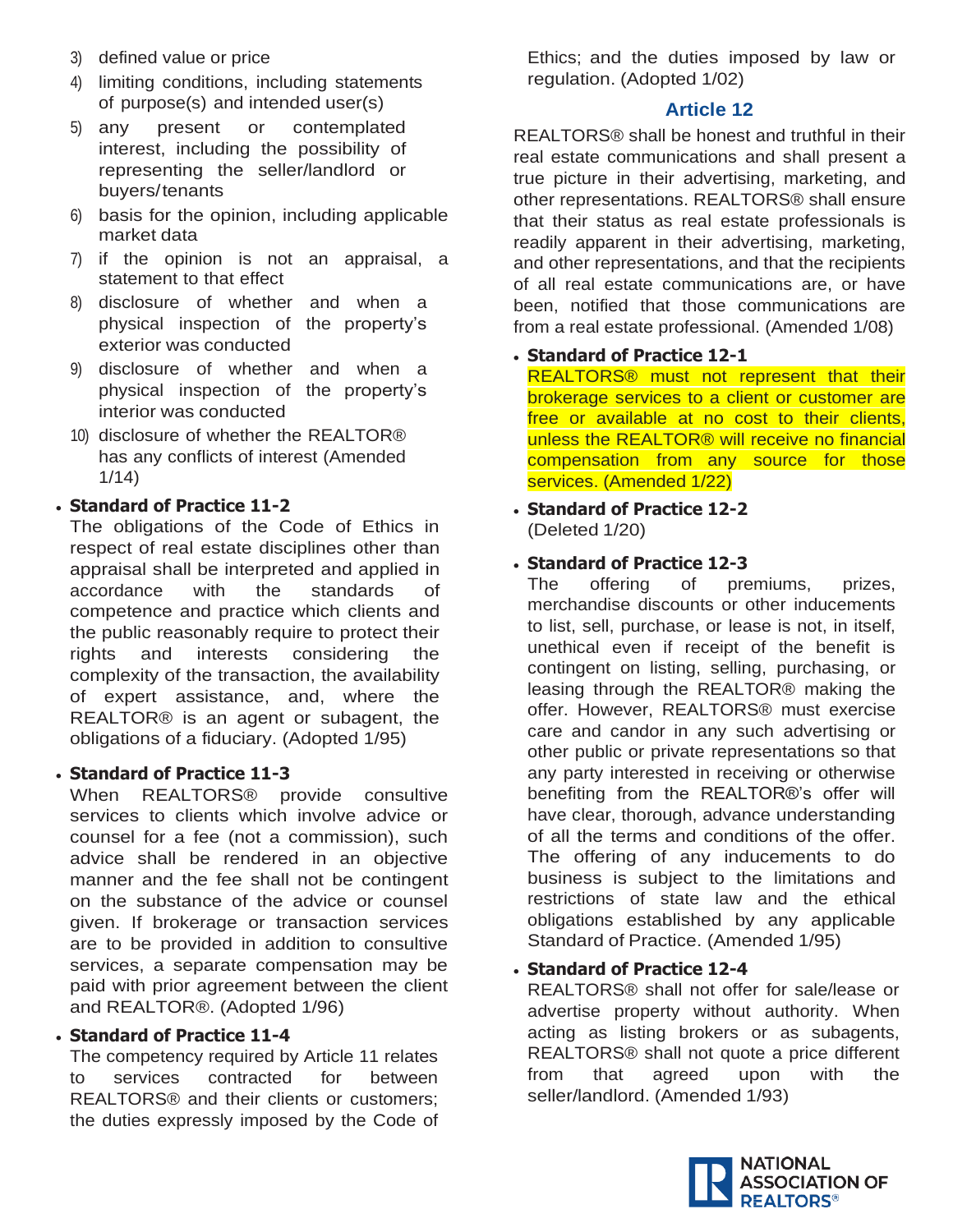3) defined value or price
4) limiting conditions, including statements of purpose(s) and intended user(s)
5) any present or contemplated interest, including the possibility of representing the seller/landlord or buyers/tenants
6) basis for the opinion, including applicable market data
7) if the opinion is not an appraisal, a statement to that effect
8) disclosure of whether and when a physical inspection of the property's exterior was conducted
9) disclosure of whether and when a physical inspection of the property's interior was conducted
10) disclosure of whether the REALTOR® has any conflicts of interest (Amended 1/14)

- **Standard of Practice 11-2**
  The obligations of the Code of Ethics in respect of real estate disciplines other than appraisal shall be interpreted and applied in accordance with the standards of competence and practice which clients and the public reasonably require to protect their rights and interests considering the complexity of the transaction, the availability of expert assistance, and, where the REALTOR® is an agent or subagent, the obligations of a fiduciary. (Adopted 1/95)

- **Standard of Practice 11-3**
  When REALTORS® provide consultive services to clients which involve advice or counsel for a fee (not a commission), such advice shall be rendered in an objective manner and the fee shall not be contingent on the substance of the advice or counsel given. If brokerage or transaction services are to be provided in addition to consultive services, a separate compensation may be paid with prior agreement between the client and REALTOR®. (Adopted 1/96)

- **Standard of Practice 11-4**
  The competency required by Article 11 relates to services contracted for between REALTORS® and their clients or customers; the duties expressly imposed by the Code of Ethics; and the duties imposed by law or regulation. (Adopted 1/02)

## Article 12

REALTORS® shall be honest and truthful in their real estate communications and shall present a true picture in their advertising, marketing, and other representations. REALTORS® shall ensure that their status as real estate professionals is readily apparent in their advertising, marketing, and other representations, and that the recipients of all real estate communications are, or have been, notified that those communications are from a real estate professional. (Amended 1/08)

- **Standard of Practice 12-1**
  REALTORS® must not represent that their brokerage services to a client or customer are free or available at no cost to their clients, unless the REALTOR® will receive no financial compensation from any source for those services. (Amended 1/22)

- **Standard of Practice 12-2**
  (Deleted 1/20)

- **Standard of Practice 12-3**
  The offering of premiums, prizes, merchandise discounts or other inducements to list, sell, purchase, or lease is not, in itself, unethical even if receipt of the benefit is contingent on listing, selling, purchasing, or leasing through the REALTOR® making the offer. However, REALTORS® must exercise care and candor in any such advertising or other public or private representations so that any party interested in receiving or otherwise benefiting from the REALTOR®'s offer will have clear, thorough, advance understanding of all the terms and conditions of the offer. The offering of any inducements to do business is subject to the limitations and restrictions of state law and the ethical obligations established by any applicable Standard of Practice. (Amended 1/95)

- **Standard of Practice 12-4**
  REALTORS® shall not offer for sale/lease or advertise property without authority. When acting as listing brokers or as subagents, REALTORS® shall not quote a price different from that agreed upon with the seller/landlord. (Amended 1/93)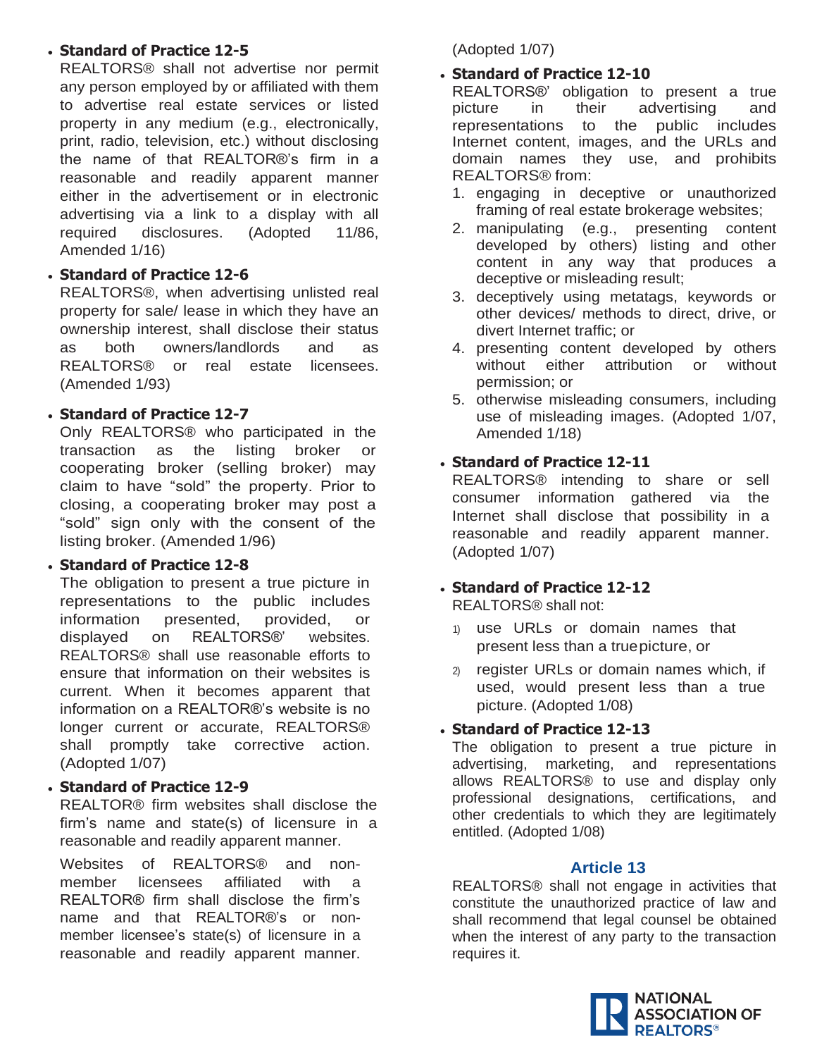- **Standard of Practice 12-5**
  REALTORS® shall not advertise nor permit any person employed by or affiliated with them to advertise real estate services or listed property in any medium (e.g., electronically, print, radio, television, etc.) without disclosing the name of that REALTOR®'s firm in a reasonable and readily apparent manner either in the advertisement or in electronic advertising via a link to a display with all required disclosures. (Adopted 11/86, Amended 1/16)

- **Standard of Practice 12-6**
  REALTORS®, when advertising unlisted real property for sale/ lease in which they have an ownership interest, shall disclose their status as both owners/landlords and as REALTORS® or real estate licensees. (Amended 1/93)

- **Standard of Practice 12-7**
  Only REALTORS® who participated in the transaction as the listing broker or cooperating broker (selling broker) may claim to have "sold" the property. Prior to closing, a cooperating broker may post a "sold" sign only with the consent of the listing broker. (Amended 1/96)

- **Standard of Practice 12-8**
  The obligation to present a true picture in representations to the public includes information presented, provided, or displayed on REALTORS®' websites. REALTORS® shall use reasonable efforts to ensure that information on their websites is current. When it becomes apparent that information on a REALTOR®'s website is no longer current or accurate, REALTORS® shall promptly take corrective action. (Adopted 1/07)

- **Standard of Practice 12-9**
  REALTOR® firm websites shall disclose the firm's name and state(s) of licensure in a reasonable and readily apparent manner.

  Websites of REALTORS® and non-member licensees affiliated with a REALTOR® firm shall disclose the firm's name and that REALTOR®'s or non-member licensee's state(s) of licensure in a reasonable and readily apparent manner. (Adopted 1/07)

- **Standard of Practice 12-10**
  REALTORS®' obligation to present a true picture in their advertising and representations to the public includes Internet content, images, and the URLs and domain names they use, and prohibits REALTORS® from:
  1. engaging in deceptive or unauthorized framing of real estate brokerage websites;
  2. manipulating (e.g., presenting content developed by others) listing and other content in any way that produces a deceptive or misleading result;
  3. deceptively using metatags, keywords or other devices/ methods to direct, drive, or divert Internet traffic; or
  4. presenting content developed by others without either attribution or without permission; or
  5. otherwise misleading consumers, including use of misleading images. (Adopted 1/07, Amended 1/18)

- **Standard of Practice 12-11**
  REALTORS® intending to share or sell consumer information gathered via the Internet shall disclose that possibility in a reasonable and readily apparent manner. (Adopted 1/07)

- **Standard of Practice 12-12**
  REALTORS® shall not:
  1) use URLs or domain names that present less than a true picture, or
  2) register URLs or domain names which, if used, would present less than a true picture. (Adopted 1/08)

- **Standard of Practice 12-13**
  The obligation to present a true picture in advertising, marketing, and representations allows REALTORS® to use and display only professional designations, certifications, and other credentials to which they are legitimately entitled. (Adopted 1/08)

## Article 13

REALTORS® shall not engage in activities that constitute the unauthorized practice of law and shall recommend that legal counsel be obtained when the interest of any party to the transaction requires it.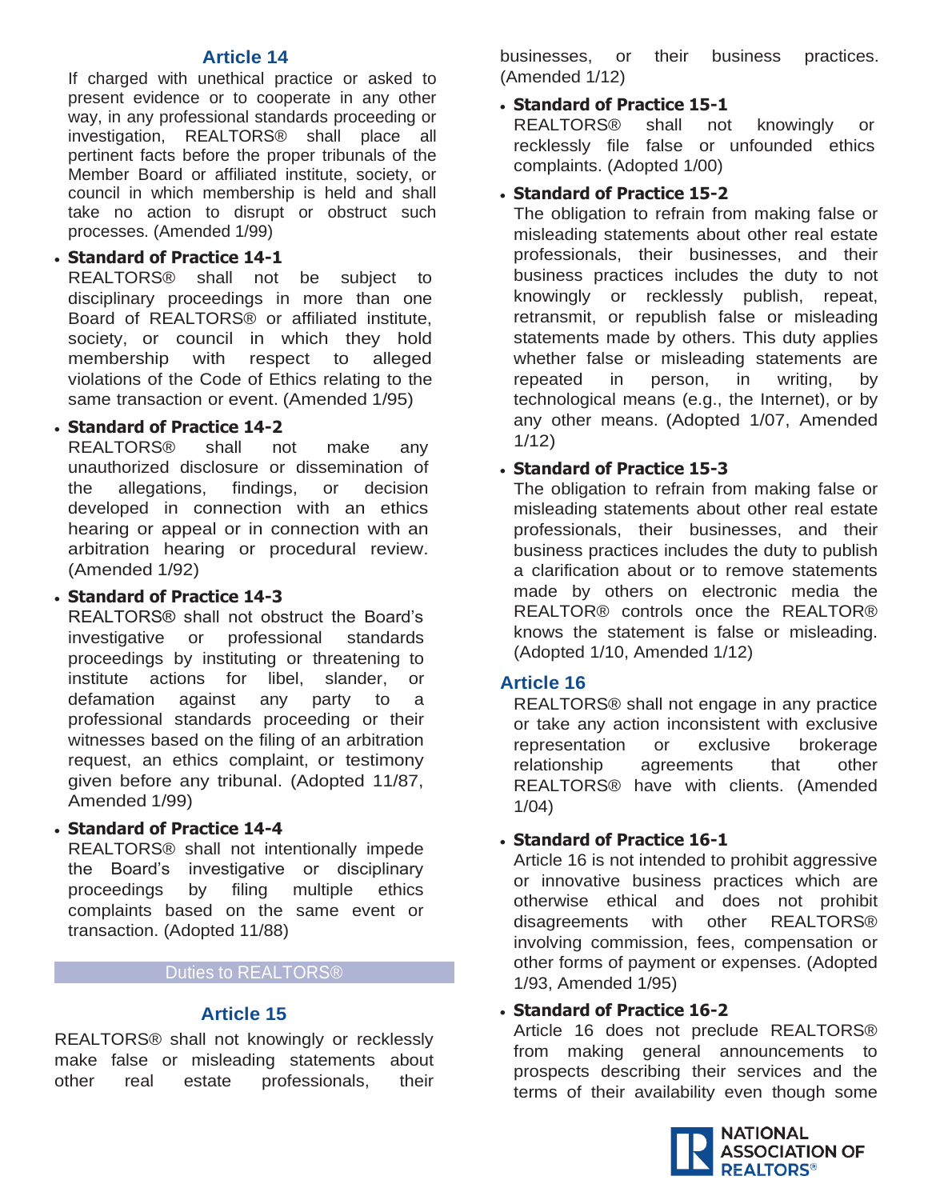## Article 14

If charged with unethical practice or asked to present evidence or to cooperate in any other way, in any professional standards proceeding or investigation, REALTORS® shall place all pertinent facts before the proper tribunals of the Member Board or affiliated institute, society, or council in which membership is held and shall take no action to disrupt or obstruct such processes. (Amended 1/99)

- **Standard of Practice 14-1**
  REALTORS® shall not be subject to disciplinary proceedings in more than one Board of REALTORS® or affiliated institute, society, or council in which they hold membership with respect to alleged violations of the Code of Ethics relating to the same transaction or event. (Amended 1/95)

- **Standard of Practice 14-2**
  REALTORS® shall not make any unauthorized disclosure or dissemination of the allegations, findings, or decision developed in connection with an ethics hearing or appeal or in connection with an arbitration hearing or procedural review. (Amended 1/92)

- **Standard of Practice 14-3**
  REALTORS® shall not obstruct the Board's investigative or professional standards proceedings by instituting or threatening to institute actions for libel, slander, or defamation against any party to a professional standards proceeding or their witnesses based on the filing of an arbitration request, an ethics complaint, or testimony given before any tribunal. (Adopted 11/87, Amended 1/99)

- **Standard of Practice 14-4**
  REALTORS® shall not intentionally impede the Board's investigative or disciplinary proceedings by filing multiple ethics complaints based on the same event or transaction. (Adopted 11/88)

## Duties to REALTORS®

## Article 15

REALTORS® shall not knowingly or recklessly make false or misleading statements about other real estate professionals, their businesses, or their business practices. (Amended 1/12)

- **Standard of Practice 15-1**
  REALTORS® shall not knowingly or recklessly file false or unfounded ethics complaints. (Adopted 1/00)

- **Standard of Practice 15-2**
  The obligation to refrain from making false or misleading statements about other real estate professionals, their businesses, and their business practices includes the duty to not knowingly or recklessly publish, repeat, retransmit, or republish false or misleading statements made by others. This duty applies whether false or misleading statements are repeated in person, in writing, by technological means (e.g., the Internet), or by any other means. (Adopted 1/07, Amended 1/12)

- **Standard of Practice 15-3**
  The obligation to refrain from making false or misleading statements about other real estate professionals, their businesses, and their business practices includes the duty to publish a clarification about or to remove statements made by others on electronic media the REALTOR® controls once the REALTOR® knows the statement is false or misleading. (Adopted 1/10, Amended 1/12)

## Article 16

REALTORS® shall not engage in any practice or take any action inconsistent with exclusive representation or exclusive brokerage relationship agreements that other REALTORS® have with clients. (Amended 1/04)

- **Standard of Practice 16-1**
  Article 16 is not intended to prohibit aggressive or innovative business practices which are otherwise ethical and does not prohibit disagreements with other REALTORS® involving commission, fees, compensation or other forms of payment or expenses. (Adopted 1/93, Amended 1/95)

- **Standard of Practice 16-2**
  Article 16 does not preclude REALTORS® from making general announcements to prospects describing their services and the terms of their availability even though some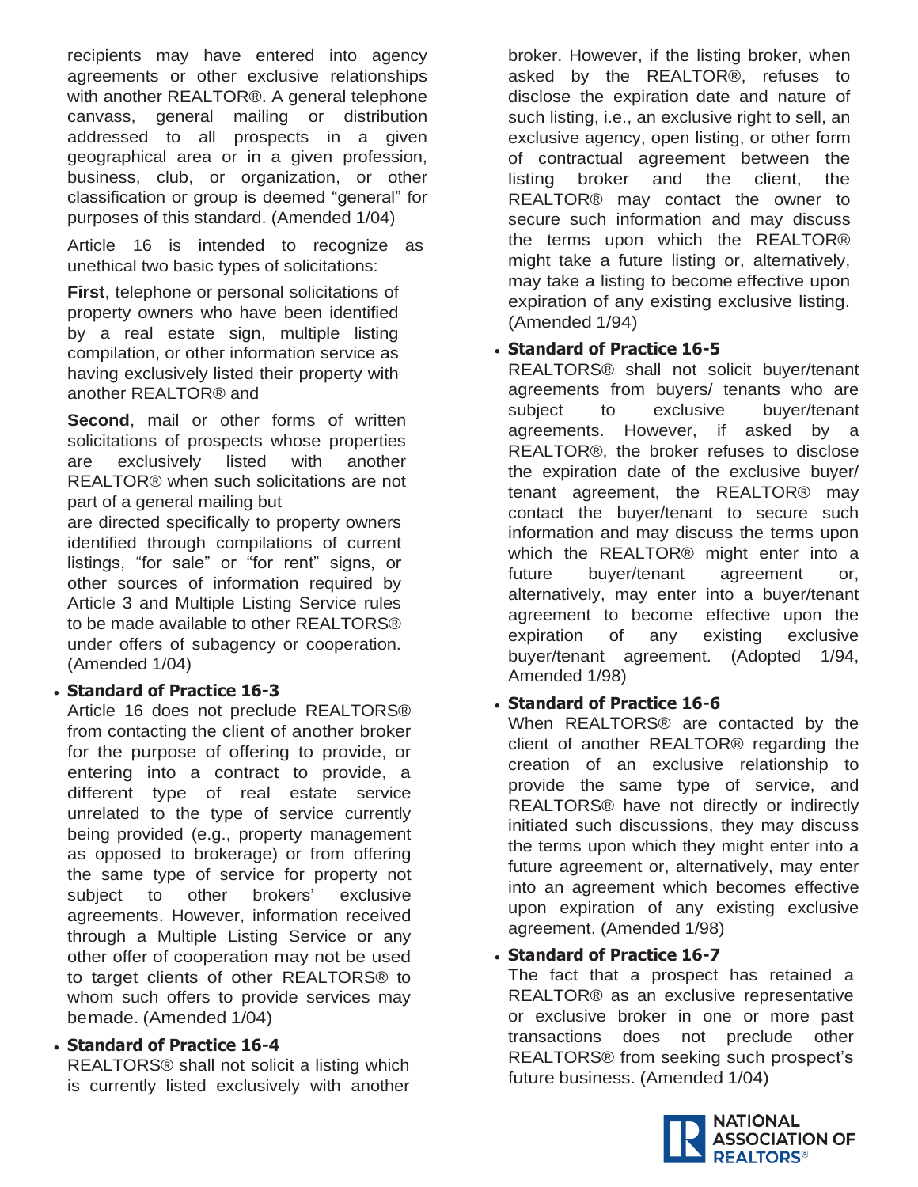recipients may have entered into agency agreements or other exclusive relationships with another REALTOR®. A general telephone canvass, general mailing or distribution addressed to all prospects in a given geographical area or in a given profession, business, club, or organization, or other classification or group is deemed "general" for purposes of this standard. (Amended 1/04)

Article 16 is intended to recognize as unethical two basic types of solicitations:

**First**, telephone or personal solicitations of property owners who have been identified by a real estate sign, multiple listing compilation, or other information service as having exclusively listed their property with another REALTOR® and

**Second**, mail or other forms of written solicitations of prospects whose properties are exclusively listed with another REALTOR® when such solicitations are not part of a general mailing but are directed specifically to property owners identified through compilations of current listings, "for sale" or "for rent" signs, or other sources of information required by Article 3 and Multiple Listing Service rules to be made available to other REALTORS® under offers of subagency or cooperation. (Amended 1/04)

- **Standard of Practice 16-3**
  Article 16 does not preclude REALTORS® from contacting the client of another broker for the purpose of offering to provide, or entering into a contract to provide, a different type of real estate service unrelated to the type of service currently being provided (e.g., property management as opposed to brokerage) or from offering the same type of service for property not subject to other brokers' exclusive agreements. However, information received through a Multiple Listing Service or any other offer of cooperation may not be used to target clients of other REALTORS® to whom such offers to provide services may bemade. (Amended 1/04)

- **Standard of Practice 16-4**
  REALTORS® shall not solicit a listing which is currently listed exclusively with another broker. However, if the listing broker, when asked by the REALTOR®, refuses to disclose the expiration date and nature of such listing, i.e., an exclusive right to sell, an exclusive agency, open listing, or other form of contractual agreement between the listing broker and the client, the REALTOR® may contact the owner to secure such information and may discuss the terms upon which the REALTOR® might take a future listing or, alternatively, may take a listing to become effective upon expiration of any existing exclusive listing. (Amended 1/94)

- **Standard of Practice 16-5**
  REALTORS® shall not solicit buyer/tenant agreements from buyers/ tenants who are subject to exclusive buyer/tenant agreements. However, if asked by a REALTOR®, the broker refuses to disclose the expiration date of the exclusive buyer/ tenant agreement, the REALTOR® may contact the buyer/tenant to secure such information and may discuss the terms upon which the REALTOR® might enter into a future buyer/tenant agreement or, alternatively, may enter into a buyer/tenant agreement to become effective upon the expiration of any existing exclusive buyer/tenant agreement. (Adopted 1/94, Amended 1/98)

- **Standard of Practice 16-6**
  When REALTORS® are contacted by the client of another REALTOR® regarding the creation of an exclusive relationship to provide the same type of service, and REALTORS® have not directly or indirectly initiated such discussions, they may discuss the terms upon which they might enter into a future agreement or, alternatively, may enter into an agreement which becomes effective upon expiration of any existing exclusive agreement. (Amended 1/98)

- **Standard of Practice 16-7**
  The fact that a prospect has retained a REALTOR® as an exclusive representative or exclusive broker in one or more past transactions does not preclude other REALTORS® from seeking such prospect's future business. (Amended 1/04)

NATIONAL ASSOCIATION OF REALTORS®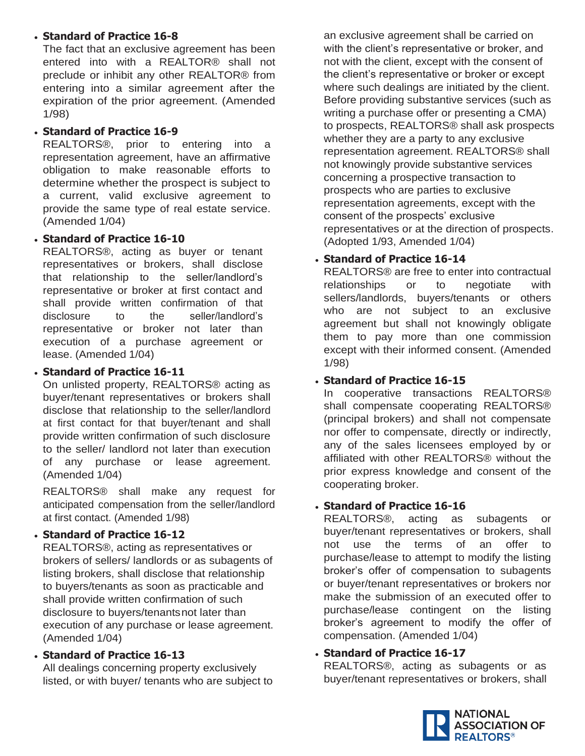- **Standard of Practice 16-8**
  The fact that an exclusive agreement has been entered into with a REALTOR® shall not preclude or inhibit any other REALTOR® from entering into a similar agreement after the expiration of the prior agreement. (Amended 1/98)

- **Standard of Practice 16-9**
  REALTORS®, prior to entering into a representation agreement, have an affirmative obligation to make reasonable efforts to determine whether the prospect is subject to a current, valid exclusive agreement to provide the same type of real estate service. (Amended 1/04)

- **Standard of Practice 16-10**
  REALTORS®, acting as buyer or tenant representatives or brokers, shall disclose that relationship to the seller/landlord's representative or broker at first contact and shall provide written confirmation of that disclosure to the seller/landlord's representative or broker not later than execution of a purchase agreement or lease. (Amended 1/04)

- **Standard of Practice 16-11**
  On unlisted property, REALTORS® acting as buyer/tenant representatives or brokers shall disclose that relationship to the seller/landlord at first contact for that buyer/tenant and shall provide written confirmation of such disclosure to the seller/ landlord not later than execution of any purchase or lease agreement. (Amended 1/04)

  REALTORS® shall make any request for anticipated compensation from the seller/landlord at first contact. (Amended 1/98)

- **Standard of Practice 16-12**
  REALTORS®, acting as representatives or brokers of sellers/ landlords or as subagents of listing brokers, shall disclose that relationship to buyers/tenants as soon as practicable and shall provide written confirmation of such disclosure to buyers/tenants not later than execution of any purchase or lease agreement. (Amended 1/04)

- **Standard of Practice 16-13**
  All dealings concerning property exclusively listed, or with buyer/ tenants who are subject to an exclusive agreement shall be carried on with the client's representative or broker, and not with the client, except with the consent of the client's representative or broker or except where such dealings are initiated by the client. Before providing substantive services (such as writing a purchase offer or presenting a CMA) to prospects, REALTORS® shall ask prospects whether they are a party to any exclusive representation agreement. REALTORS® shall not knowingly provide substantive services concerning a prospective transaction to prospects who are parties to exclusive representation agreements, except with the consent of the prospects' exclusive representatives or at the direction of prospects. (Adopted 1/93, Amended 1/04)

- **Standard of Practice 16-14**
  REALTORS® are free to enter into contractual relationships or to negotiate with sellers/landlords, buyers/tenants or others who are not subject to an exclusive agreement but shall not knowingly obligate them to pay more than one commission except with their informed consent. (Amended 1/98)

- **Standard of Practice 16-15**
  In cooperative transactions REALTORS® shall compensate cooperating REALTORS® (principal brokers) and shall not compensate nor offer to compensate, directly or indirectly, any of the sales licensees employed by or affiliated with other REALTORS® without the prior express knowledge and consent of the cooperating broker.

- **Standard of Practice 16-16**
  REALTORS®, acting as subagents or buyer/tenant representatives or brokers, shall not use the terms of an offer to purchase/lease to attempt to modify the listing broker's offer of compensation to subagents or buyer/tenant representatives or brokers nor make the submission of an executed offer to purchase/lease contingent on the listing broker's agreement to modify the offer of compensation. (Amended 1/04)

- **Standard of Practice 16-17**
  REALTORS®, acting as subagents or as buyer/tenant representatives or brokers, shall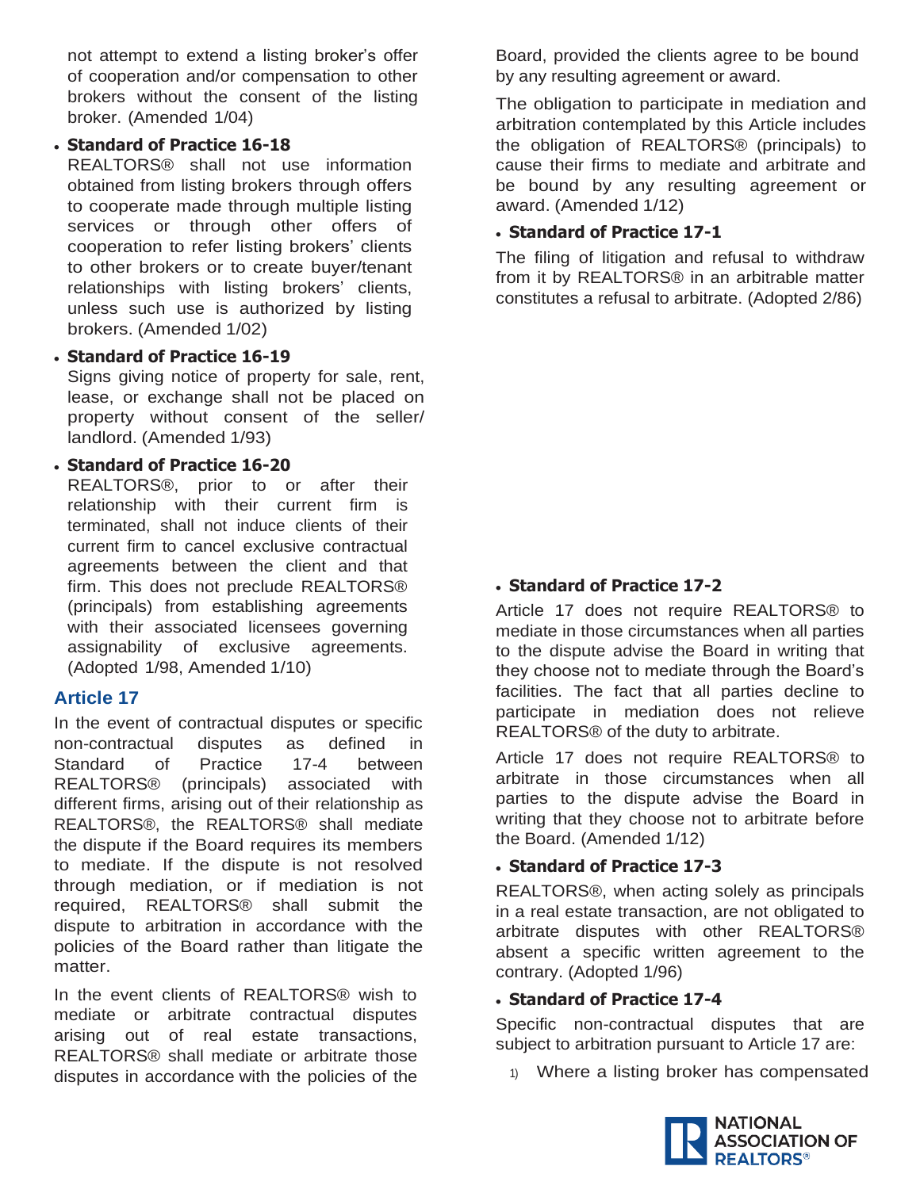not attempt to extend a listing broker's offer of cooperation and/or compensation to other brokers without the consent of the listing broker. (Amended 1/04)

- **Standard of Practice 16-18**
  REALTORS® shall not use information obtained from listing brokers through offers to cooperate made through multiple listing services or through other offers of cooperation to refer listing brokers' clients to other brokers or to create buyer/tenant relationships with listing brokers' clients, unless such use is authorized by listing brokers. (Amended 1/02)

- **Standard of Practice 16-19**
  Signs giving notice of property for sale, rent, lease, or exchange shall not be placed on property without consent of the seller/landlord. (Amended 1/93)

- **Standard of Practice 16-20**
  REALTORS®, prior to or after their relationship with their current firm is terminated, shall not induce clients of their current firm to cancel exclusive contractual agreements between the client and that firm. This does not preclude REALTORS® (principals) from establishing agreements with their associated licensees governing assignability of exclusive agreements. (Adopted 1/98, Amended 1/10)

## Article 17

In the event of contractual disputes or specific non-contractual disputes as defined in Standard of Practice 17-4 between REALTORS® (principals) associated with different firms, arising out of their relationship as REALTORS®, the REALTORS® shall mediate the dispute if the Board requires its members to mediate. If the dispute is not resolved through mediation, or if mediation is not required, REALTORS® shall submit the dispute to arbitration in accordance with the policies of the Board rather than litigate the matter.

In the event clients of REALTORS® wish to mediate or arbitrate contractual disputes arising out of real estate transactions, REALTORS® shall mediate or arbitrate those disputes in accordance with the policies of the Board, provided the clients agree to be bound by any resulting agreement or award.

The obligation to participate in mediation and arbitration contemplated by this Article includes the obligation of REALTORS® (principals) to cause their firms to mediate and arbitrate and be bound by any resulting agreement or award. (Amended 1/12)

- **Standard of Practice 17-1**

The filing of litigation and refusal to withdraw from it by REALTORS® in an arbitrable matter constitutes a refusal to arbitrate. (Adopted 2/86)

- **Standard of Practice 17-2**

Article 17 does not require REALTORS® to mediate in those circumstances when all parties to the dispute advise the Board in writing that they choose not to mediate through the Board's facilities. The fact that all parties decline to participate in mediation does not relieve REALTORS® of the duty to arbitrate.

Article 17 does not require REALTORS® to arbitrate in those circumstances when all parties to the dispute advise the Board in writing that they choose not to arbitrate before the Board. (Amended 1/12)

- **Standard of Practice 17-3**

REALTORS®, when acting solely as principals in a real estate transaction, are not obligated to arbitrate disputes with other REALTORS® absent a specific written agreement to the contrary. (Adopted 1/96)

- **Standard of Practice 17-4**

Specific non-contractual disputes that are subject to arbitration pursuant to Article 17 are:

1) Where a listing broker has compensated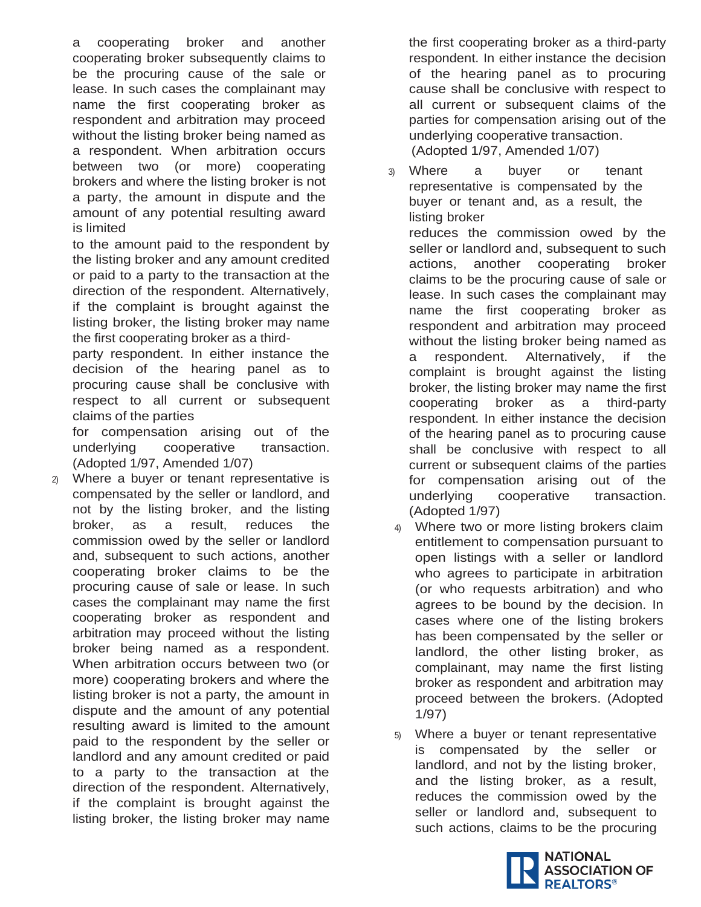a cooperating broker and another cooperating broker subsequently claims to be the procuring cause of the sale or lease. In such cases the complainant may name the first cooperating broker as respondent and arbitration may proceed without the listing broker being named as a respondent. When arbitration occurs between two (or more) cooperating brokers and where the listing broker is not a party, the amount in dispute and the amount of any potential resulting award is limited to the amount paid to the respondent by the listing broker and any amount credited or paid to a party to the transaction at the direction of the respondent. Alternatively, if the complaint is brought against the listing broker, the listing broker may name the first cooperating broker as a third-party respondent. In either instance the decision of the hearing panel as to procuring cause shall be conclusive with respect to all current or subsequent claims of the parties for compensation arising out of the underlying cooperative transaction. (Adopted 1/97, Amended 1/07)

2) Where a buyer or tenant representative is compensated by the seller or landlord, and not by the listing broker, and the listing broker, as a result, reduces the commission owed by the seller or landlord and, subsequent to such actions, another cooperating broker claims to be the procuring cause of sale or lease. In such cases the complainant may name the first cooperating broker as respondent and arbitration may proceed without the listing broker being named as a respondent. When arbitration occurs between two (or more) cooperating brokers and where the listing broker is not a party, the amount in dispute and the amount of any potential resulting award is limited to the amount paid to the respondent by the seller or landlord and any amount credited or paid to a party to the transaction at the direction of the respondent. Alternatively, if the complaint is brought against the listing broker, the listing broker may name the first cooperating broker as a third-party respondent. In either instance the decision of the hearing panel as to procuring cause shall be conclusive with respect to all current or subsequent claims of the parties for compensation arising out of the underlying cooperative transaction. (Adopted 1/97, Amended 1/07)

3) Where a buyer or tenant representative is compensated by the buyer or tenant and, as a result, the listing broker reduces the commission owed by the seller or landlord and, subsequent to such actions, another cooperating broker claims to be the procuring cause of sale or lease. In such cases the complainant may name the first cooperating broker as respondent and arbitration may proceed without the listing broker being named as a respondent. Alternatively, if the complaint is brought against the listing broker, the listing broker may name the first cooperating broker as a third-party respondent. In either instance the decision of the hearing panel as to procuring cause shall be conclusive with respect to all current or subsequent claims of the parties for compensation arising out of the underlying cooperative transaction. (Adopted 1/97)

4) Where two or more listing brokers claim entitlement to compensation pursuant to open listings with a seller or landlord who agrees to participate in arbitration (or who requests arbitration) and who agrees to be bound by the decision. In cases where one of the listing brokers has been compensated by the seller or landlord, the other listing broker, as complainant, may name the first listing broker as respondent and arbitration may proceed between the brokers. (Adopted 1/97)

5) Where a buyer or tenant representative is compensated by the seller or landlord, and not by the listing broker, and the listing broker, as a result, reduces the commission owed by the seller or landlord and, subsequent to such actions, claims to be the procuring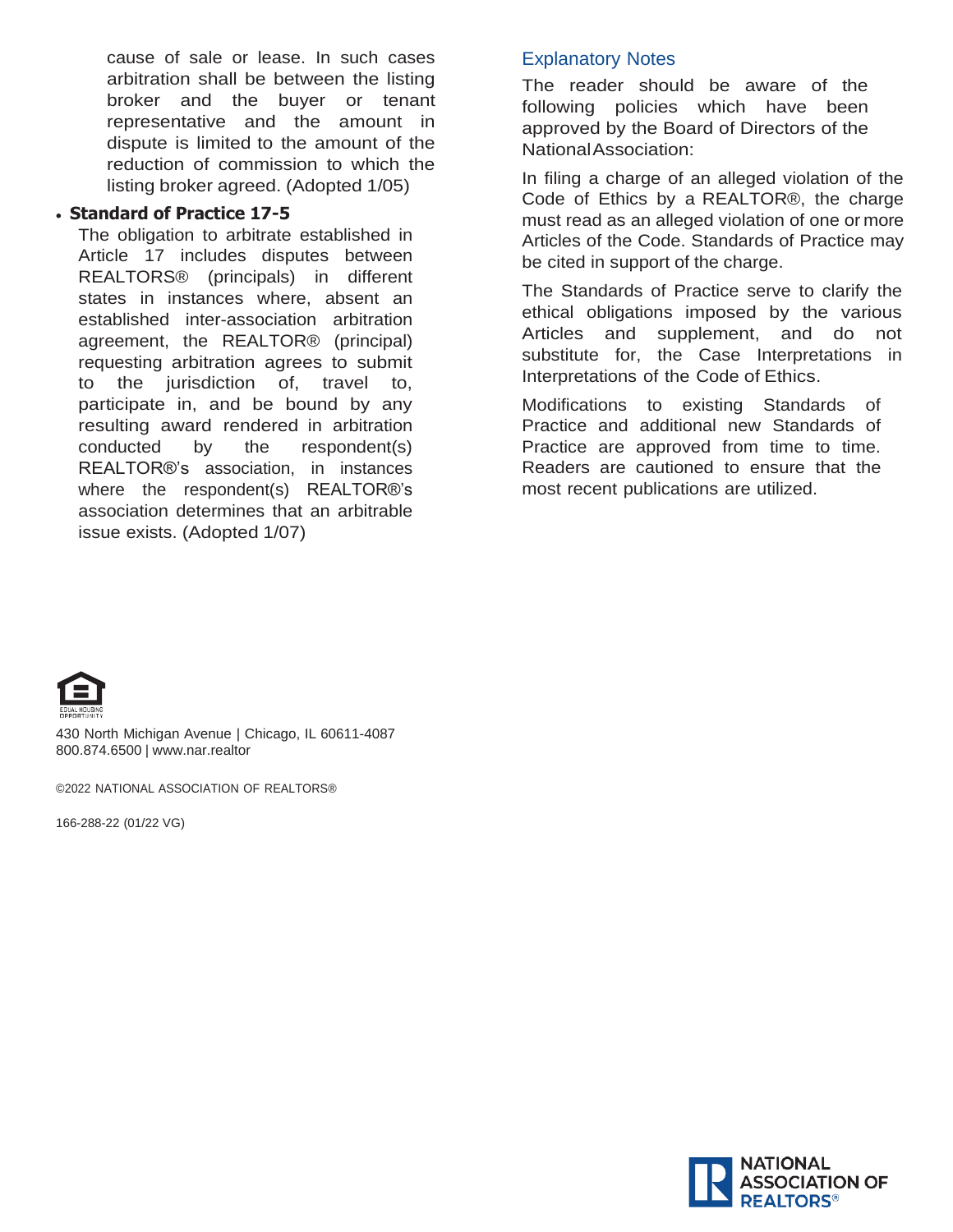cause of sale or lease. In such cases arbitration shall be between the listing broker and the buyer or tenant representative and the amount in dispute is limited to the amount of the reduction of commission to which the listing broker agreed. (Adopted 1/05)

- **Standard of Practice 17-5**

  The obligation to arbitrate established in Article 17 includes disputes between REALTORS® (principals) in different states in instances where, absent an established inter-association arbitration agreement, the REALTOR® (principal) requesting arbitration agrees to submit to the jurisdiction of, travel to, participate in, and be bound by any resulting award rendered in arbitration conducted by the respondent(s) REALTOR®'s association, in instances where the respondent(s) REALTOR®'s association determines that an arbitrable issue exists. (Adopted 1/07)

## Explanatory Notes

The reader should be aware of the following policies which have been approved by the Board of Directors of the National Association:

In filing a charge of an alleged violation of the Code of Ethics by a REALTOR®, the charge must read as an alleged violation of one or more Articles of the Code. Standards of Practice may be cited in support of the charge.

The Standards of Practice serve to clarify the ethical obligations imposed by the various Articles and supplement, and do not substitute for, the Case Interpretations in Interpretations of the Code of Ethics.

Modifications to existing Standards of Practice and additional new Standards of Practice are approved from time to time. Readers are cautioned to ensure that the most recent publications are utilized.

EQUAL HOUSING OPPORTUNITY

430 North Michigan Avenue | Chicago, IL 60611-4087
800.874.6500 | www.nar.realtor

©2022 NATIONAL ASSOCIATION OF REALTORS®

166-288-22 (01/22 VG)

NATIONAL ASSOCIATION OF REALTORS®